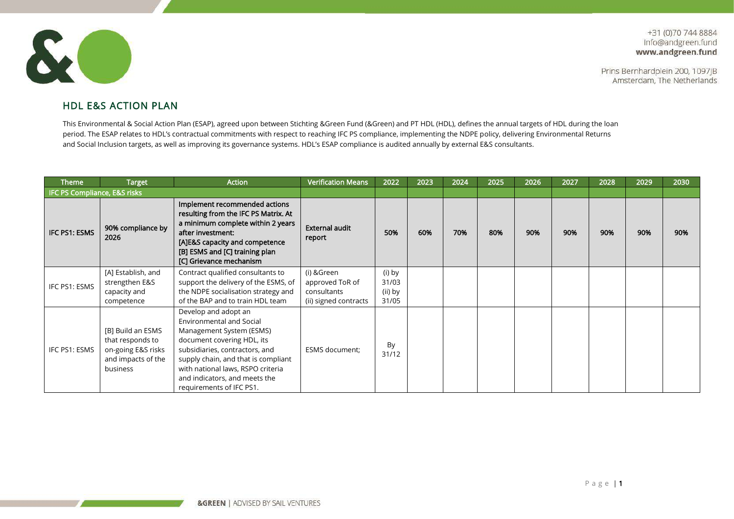+31 (0)70 744 8884
Info@andgreen.fund
**www.andgreen.fund**

Prins Bernhardplein 200, 1097JB
Amsterdam, The Netherlands

## HDL E&S ACTION PLAN

This Environmental & Social Action Plan (ESAP), agreed upon between Stichting &Green Fund (&Green) and PT HDL (HDL), defines the annual targets of HDL during the loan period. The ESAP relates to HDL's contractual commitments with respect to reaching IFC PS compliance, implementing the NDPE policy, delivering Environmental Returns and Social Inclusion targets, as well as improving its governance systems. HDL's ESAP compliance is audited annually by external E&S consultants.

| Theme | Target | Action | Verification Means | 2022 | 2023 | 2024 | 2025 | 2026 | 2027 | 2028 | 2029 | 2030 |
|---|---|---|---|---|---|---|---|---|---|---|---|---|
| **IFC PS Compliance, E&S risks** | | | | | | | | | | | | |
| **IFC PS1: ESMS** | **90% compliance by 2026** | **Implement recommended actions resulting from the IFC PS Matrix. At a minimum complete within 2 years after investment: [A]E&S capacity and competence [B] ESMS and [C] training plan [C] Grievance mechanism** | **External audit report** | **50%** | **60%** | **70%** | **80%** | **90%** | **90%** | **90%** | **90%** | **90%** |
| IFC PS1: ESMS | [A] Establish, and strengthen E&S capacity and competence | Contract qualified consultants to support the delivery of the ESMS, of the NDPE socialisation strategy and of the BAP and to train HDL team | (i) &Green approved ToR of consultants (ii) signed contracts | (i) by 31/03 (ii) by 31/05 | | | | | | | | |
| IFC PS1: ESMS | [B] Build an ESMS that responds to on-going E&S risks and impacts of the business | Develop and adopt an Environmental and Social Management System (ESMS) document covering HDL, its subsidiaries, contractors, and supply chain, and that is compliant with national laws, RSPO criteria and indicators, and meets the requirements of IFC PS1. | ESMS document; | By 31/12 | | | | | | | | |

**&GREEN** | ADVISED BY SAIL VENTURES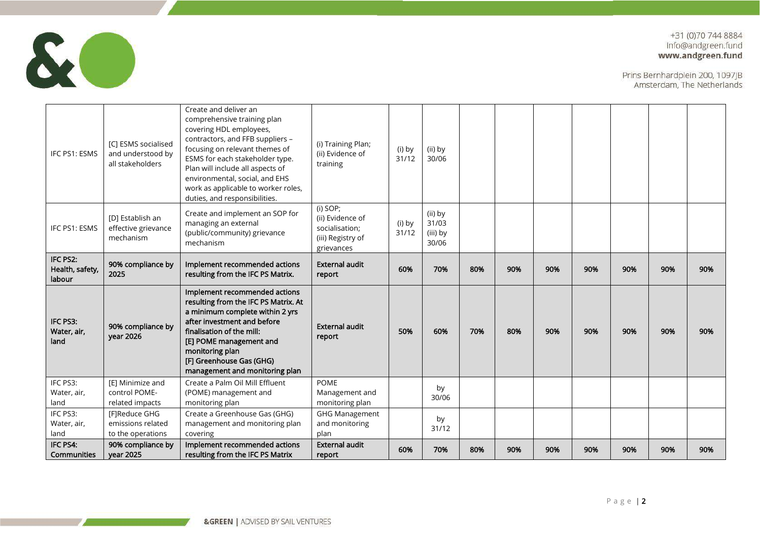| | | | | | | | | | | | | |
|---|---|---|---|---|---|---|---|---|---|---|---|---|
| IFC PS1: ESMS | [C] ESMS socialised and understood by all stakeholders | Create and deliver an comprehensive training plan covering HDL employees, contractors, and FFB suppliers – focusing on relevant themes of ESMS for each stakeholder type. Plan will include all aspects of environmental, social, and EHS work as applicable to worker roles, duties, and responsibilities. | (i) Training Plan; (ii) Evidence of training | (i) by 31/12 | (ii) by 30/06 | | | | | | | |
| IFC PS1: ESMS | [D] Establish an effective grievance mechanism | Create and implement an SOP for managing an external (public/community) grievance mechanism | (i) SOP; (ii) Evidence of socialisation; (iii) Registry of grievances | (i) by 31/12 | (ii) by 31/03 (iii) by 30/06 | | | | | | | |
| **IFC PS2: Health, safety, labour** | **90% compliance by 2025** | **Implement recommended actions resulting from the IFC PS Matrix.** | **External audit report** | **60%** | **70%** | **80%** | **90%** | **90%** | **90%** | **90%** | **90%** | **90%** |
| **IFC PS3: Water, air, land** | **90% compliance by year 2026** | **Implement recommended actions resulting from the IFC PS Matrix. At a minimum complete within 2 yrs after investment and before finalisation of the mill: [E] POME management and monitoring plan [F] Greenhouse Gas (GHG) management and monitoring plan** | **External audit report** | **50%** | **60%** | **70%** | **80%** | **90%** | **90%** | **90%** | **90%** | **90%** |
| IFC PS3: Water, air, land | [E] Minimize and control POME-related impacts | Create a Palm Oil Mill Effluent (POME) management and monitoring plan | POME Management and monitoring plan | | by 30/06 | | | | | | | |
| IFC PS3: Water, air, land | [F]Reduce GHG emissions related to the operations | Create a Greenhouse Gas (GHG) management and monitoring plan covering | GHG Management and monitoring plan | | by 31/12 | | | | | | | |
| **IFC PS4: Communities** | **90% compliance by year 2025** | **Implement recommended actions resulting from the IFC PS Matrix** | **External audit report** | **60%** | **70%** | **80%** | **90%** | **90%** | **90%** | **90%** | **90%** | **90%** |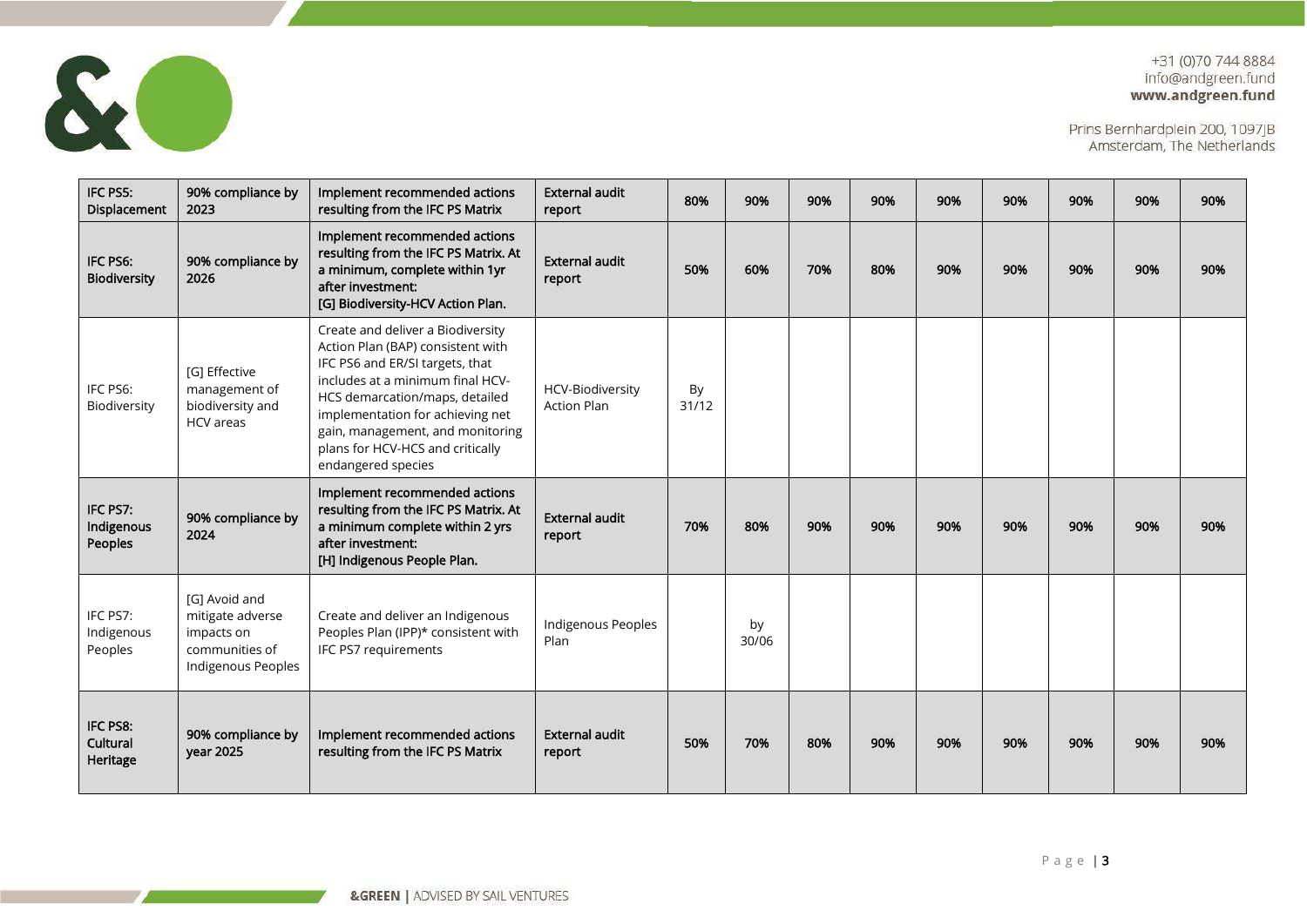| | | | | | | | | | | | | |
|---|---|---|---|---|---|---|---|---|---|---|---|---|
| **IFC PS5: Displacement** | **90% compliance by 2023** | **Implement recommended actions resulting from the IFC PS Matrix** | **External audit report** | **80%** | **90%** | **90%** | **90%** | **90%** | **90%** | **90%** | **90%** | **90%** |
| **IFC PS6: Biodiversity** | **90% compliance by 2026** | **Implement recommended actions resulting from the IFC PS Matrix. At a minimum, complete within 1yr after investment: [G] Biodiversity-HCV Action Plan.** | **External audit report** | **50%** | **60%** | **70%** | **80%** | **90%** | **90%** | **90%** | **90%** | **90%** |
| IFC PS6: Biodiversity | [G] Effective management of biodiversity and HCV areas | Create and deliver a Biodiversity Action Plan (BAP) consistent with IFC PS6 and ER/SI targets, that includes at a minimum final HCV-HCS demarcation/maps, detailed implementation for achieving net gain, management, and monitoring plans for HCV-HCS and critically endangered species | HCV-Biodiversity Action Plan | By 31/12 | | | | | | | | |
| **IFC PS7: Indigenous Peoples** | **90% compliance by 2024** | **Implement recommended actions resulting from the IFC PS Matrix. At a minimum complete within 2 yrs after investment: [H] Indigenous People Plan.** | **External audit report** | **70%** | **80%** | **90%** | **90%** | **90%** | **90%** | **90%** | **90%** | **90%** |
| IFC PS7: Indigenous Peoples | [G] Avoid and mitigate adverse impacts on communities of Indigenous Peoples | Create and deliver an Indigenous Peoples Plan (IPP)* consistent with IFC PS7 requirements | Indigenous Peoples Plan | | by 30/06 | | | | | | | |
| **IFC PS8: Cultural Heritage** | **90% compliance by year 2025** | **Implement recommended actions resulting from the IFC PS Matrix** | **External audit report** | **50%** | **70%** | **80%** | **90%** | **90%** | **90%** | **90%** | **90%** | **90%** |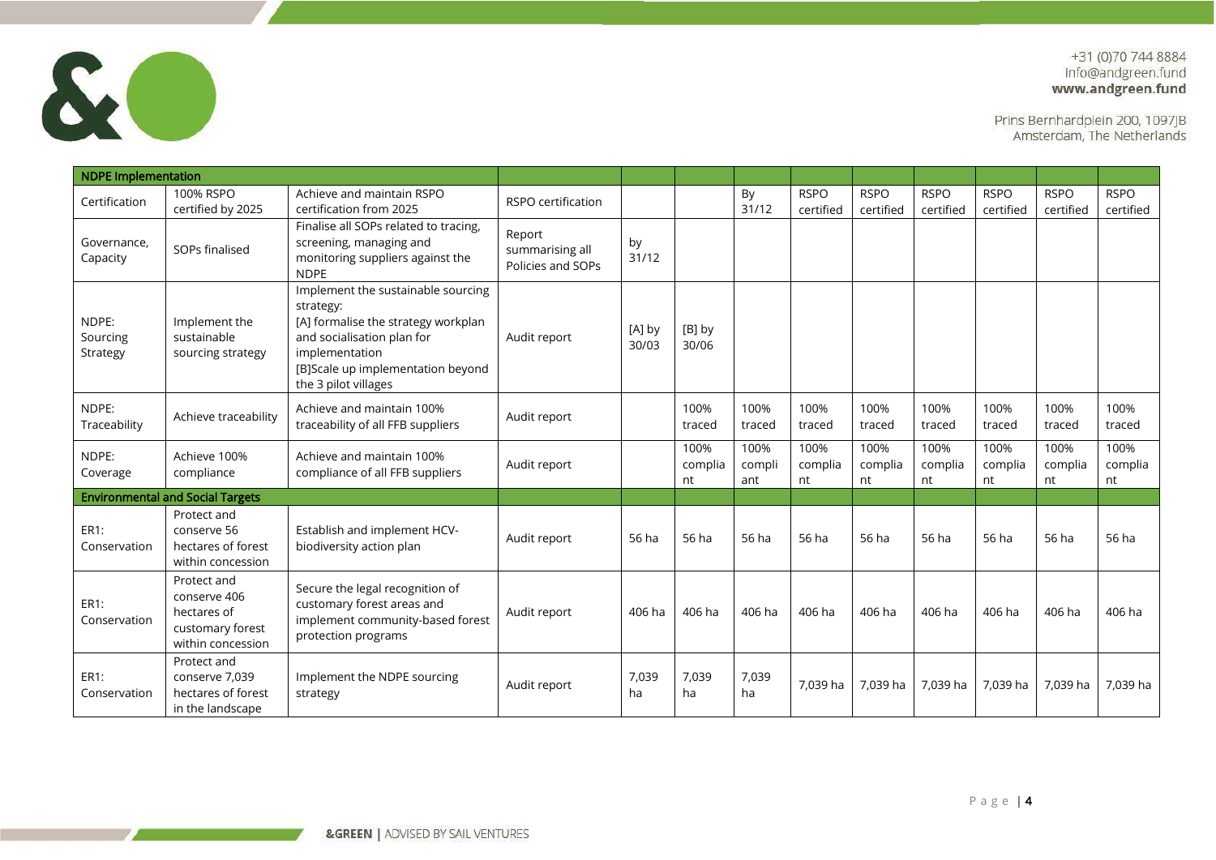| NDPE Implementation | | | | | | | | | | | | |
|---|---|---|---|---|---|---|---|---|---|---|---|---|
| Certification | 100% RSPO certified by 2025 | Achieve and maintain RSPO certification from 2025 | RSPO certification | | | By 31/12 | RSPO certified | RSPO certified | RSPO certified | RSPO certified | RSPO certified | RSPO certified |
| Governance, Capacity | SOPs finalised | Finalise all SOPs related to tracing, screening, managing and monitoring suppliers against the NDPE | Report summarising all Policies and SOPs | by 31/12 | | | | | | | | |
| NDPE: Sourcing Strategy | Implement the sustainable sourcing strategy | Implement the sustainable sourcing strategy: [A] formalise the strategy workplan and socialisation plan for implementation [B]Scale up implementation beyond the 3 pilot villages | Audit report | [A] by 30/03 | [B] by 30/06 | | | | | | | |
| NDPE: Traceability | Achieve traceability | Achieve and maintain 100% traceability of all FFB suppliers | Audit report | | 100% traced | 100% traced | 100% traced | 100% traced | 100% traced | 100% traced | 100% traced | 100% traced |
| NDPE: Coverage | Achieve 100% compliance | Achieve and maintain 100% compliance of all FFB suppliers | Audit report | | 100% compliant | 100% compliant | 100% compliant | 100% compliant | 100% compliant | 100% compliant | 100% compliant | 100% compliant |
| **Environmental and Social Targets** | | | | | | | | | | | | |
| ER1: Conservation | Protect and conserve 56 hectares of forest within concession | Establish and implement HCV-biodiversity action plan | Audit report | 56 ha | 56 ha | 56 ha | 56 ha | 56 ha | 56 ha | 56 ha | 56 ha | 56 ha |
| ER1: Conservation | Protect and conserve 406 hectares of customary forest within concession | Secure the legal recognition of customary forest areas and implement community-based forest protection programs | Audit report | 406 ha | 406 ha | 406 ha | 406 ha | 406 ha | 406 ha | 406 ha | 406 ha | 406 ha |
| ER1: Conservation | Protect and conserve 7,039 hectares of forest in the landscape | Implement the NDPE sourcing strategy | Audit report | 7,039 ha | 7,039 ha | 7,039 ha | 7,039 ha | 7,039 ha | 7,039 ha | 7,039 ha | 7,039 ha | 7,039 ha |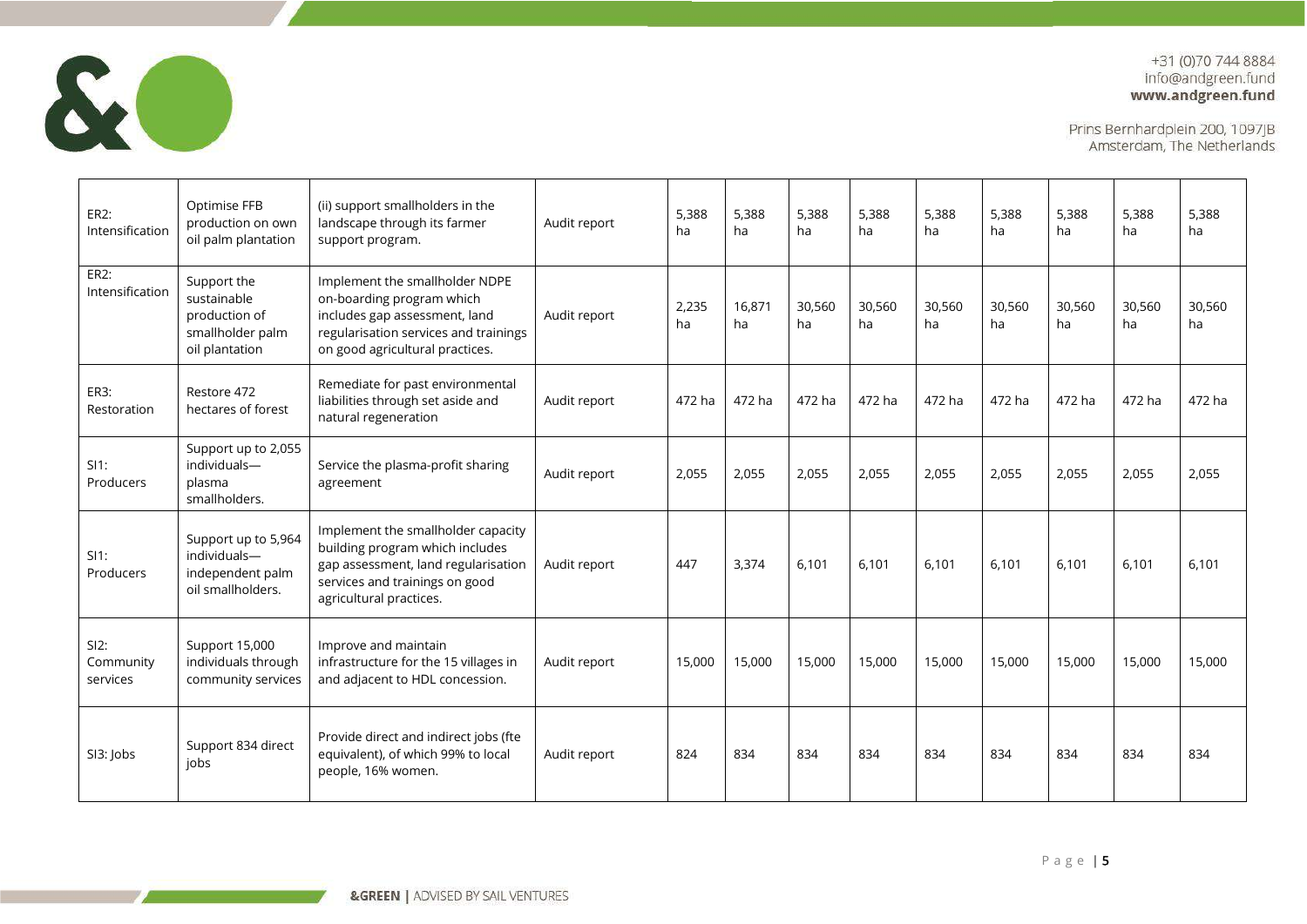| ER2: Intensification | Optimise FFB production on own oil palm plantation | (ii) support smallholders in the landscape through its farmer support program. | Audit report | 5,388 ha | 5,388 ha | 5,388 ha | 5,388 ha | 5,388 ha | 5,388 ha | 5,388 ha | 5,388 ha | 5,388 ha |
|---|---|---|---|---|---|---|---|---|---|---|---|---|
| ER2: Intensification | Support the sustainable production of smallholder palm oil plantation | Implement the smallholder NDPE on-boarding program which includes gap assessment, land regularisation services and trainings on good agricultural practices. | Audit report | 2,235 ha | 16,871 ha | 30,560 ha | 30,560 ha | 30,560 ha | 30,560 ha | 30,560 ha | 30,560 ha | 30,560 ha |
| ER3: Restoration | Restore 472 hectares of forest | Remediate for past environmental liabilities through set aside and natural regeneration | Audit report | 472 ha | 472 ha | 472 ha | 472 ha | 472 ha | 472 ha | 472 ha | 472 ha | 472 ha |
| SI1: Producers | Support up to 2,055 individuals—plasma smallholders. | Service the plasma-profit sharing agreement | Audit report | 2,055 | 2,055 | 2,055 | 2,055 | 2,055 | 2,055 | 2,055 | 2,055 | 2,055 |
| SI1: Producers | Support up to 5,964 individuals—independent palm oil smallholders. | Implement the smallholder capacity building program which includes gap assessment, land regularisation services and trainings on good agricultural practices. | Audit report | 447 | 3,374 | 6,101 | 6,101 | 6,101 | 6,101 | 6,101 | 6,101 | 6,101 |
| SI2: Community services | Support 15,000 individuals through community services | Improve and maintain infrastructure for the 15 villages in and adjacent to HDL concession. | Audit report | 15,000 | 15,000 | 15,000 | 15,000 | 15,000 | 15,000 | 15,000 | 15,000 | 15,000 |
| SI3: Jobs | Support 834 direct jobs | Provide direct and indirect jobs (fte equivalent), of which 99% to local people, 16% women. | Audit report | 824 | 834 | 834 | 834 | 834 | 834 | 834 | 834 | 834 |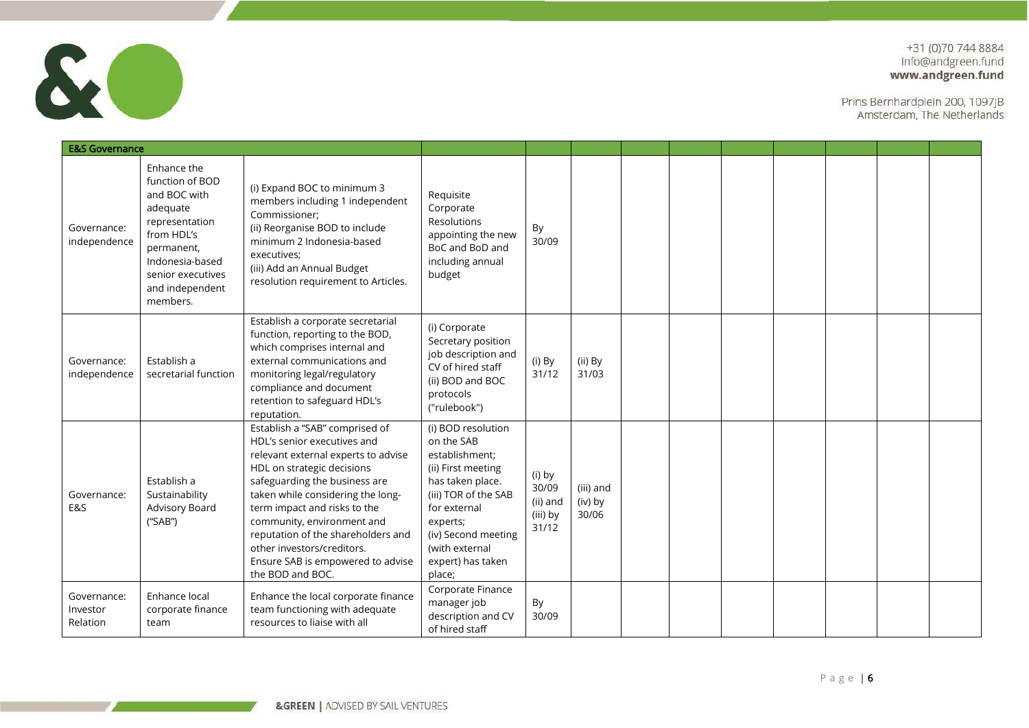| E&S Governance | | | | | | | | | | | | | |
|---|---|---|---|---|---|---|---|---|---|---|---|---|---|
| Governance: independence | Enhance the function of BOD and BOC with adequate representation from HDL's permanent, Indonesia-based senior executives and independent members. | (i) Expand BOC to minimum 3 members including 1 independent Commissioner;<br>(ii) Reorganise BOD to include minimum 2 Indonesia-based executives;<br>(iii) Add an Annual Budget resolution requirement to Articles. | Requisite Corporate Resolutions appointing the new BoC and BoD and including annual budget | By 30/09 | | | | | | | | | |
| Governance: independence | Establish a secretarial function | Establish a corporate secretarial function, reporting to the BOD, which comprises internal and external communications and monitoring legal/regulatory compliance and document retention to safeguard HDL's reputation. | (i) Corporate Secretary position job description and CV of hired staff<br>(ii) BOD and BOC protocols ("rulebook") | (i) By 31/12 | (ii) By 31/03 | | | | | | | | |
| Governance: E&S | Establish a Sustainability Advisory Board ("SAB") | Establish a "SAB" comprised of HDL's senior executives and relevant external experts to advise HDL on strategic decisions safeguarding the business are taken while considering the long-term impact and risks to the community, environment and reputation of the shareholders and other investors/creditors.<br>Ensure SAB is empowered to advise the BOD and BOC. | (i) BOD resolution on the SAB establishment;<br>(ii) First meeting has taken place.<br>(iii) TOR of the SAB for external experts;<br>(iv) Second meeting (with external expert) has taken place; | (i) by 30/09<br>(ii) and (iii) by 31/12 | (iii) and (iv) by 30/06 | | | | | | | | |
| Governance: Investor Relation | Enhance local corporate finance team | Enhance the local corporate finance team functioning with adequate resources to liaise with all | Corporate Finance manager job description and CV of hired staff | By 30/09 | | | | | | | | | |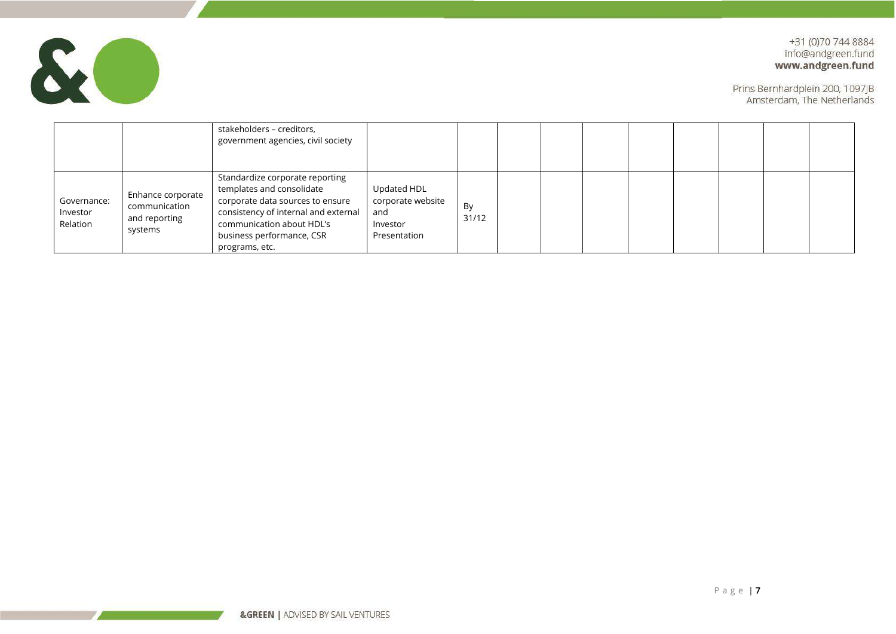| | | | | | | | | | | | | |
|---|---|---|---|---|---|---|---|---|---|---|---|---|
| | | stakeholders – creditors, government agencies, civil society | | | | | | | | | | |
| Governance: Investor Relation | Enhance corporate communication and reporting systems | Standardize corporate reporting templates and consolidate corporate data sources to ensure consistency of internal and external communication about HDL's business performance, CSR programs, etc. | Updated HDL corporate website and Investor Presentation | By 31/12 | | | | | | | | |